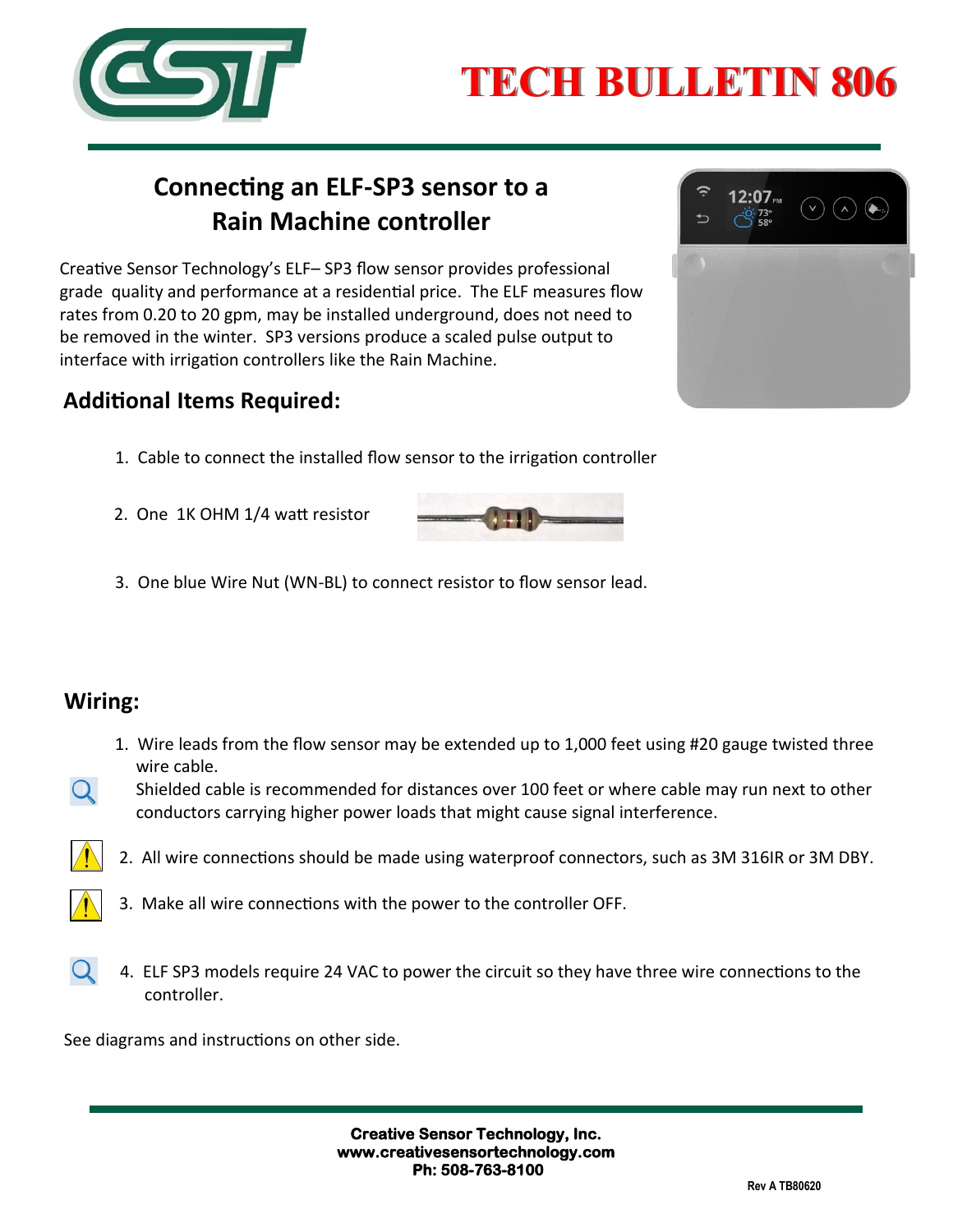# TECH BULLETIN 806

## Connecting an ELF-SP3 sensor to a Rain Machine controller

Creative Sensor Technology's ELF– SP3 flow sensor provides professional grade quality and performance at a residential price. The ELF measures flow rates from 0.20 to 20 gpm, may be installed underground, does not need to be removed in the winter. SP3 versions produce a scaled pulse output to interface with irrigation controllers like the Rain Machine.

## Additional Items Required:

1. Cable to connect the installed flow sensor to the irrigation controller
2. One 1K OHM 1/4 watt resistor
3. One blue Wire Nut (WN-BL) to connect resistor to flow sensor lead.

## Wiring:

1. Wire leads from the flow sensor may be extended up to 1,000 feet using #20 gauge twisted three wire cable.
   Shielded cable is recommended for distances over 100 feet or where cable may run next to other conductors carrying higher power loads that might cause signal interference.
2. All wire connections should be made using waterproof connectors, such as 3M 316IR or 3M DBY.
3. Make all wire connections with the power to the controller OFF.
4. ELF SP3 models require 24 VAC to power the circuit so they have three wire connections to the controller.

See diagrams and instructions on other side.

**Creative Sensor Technology, Inc.**
**www.creativesensortechnology.com**
**Ph: 508-763-8100**

Rev A TB80620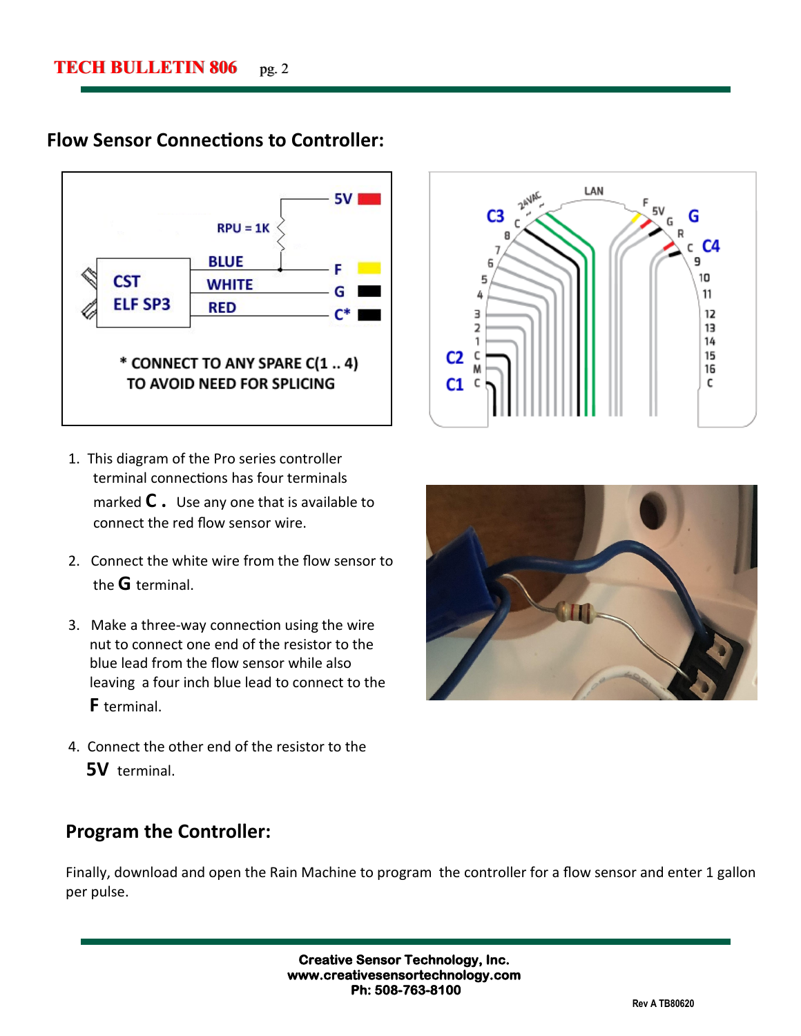## Flow Sensor Connections to Controller:

5V

RPU = 1K

BLUE

WHITE

RED

CST
ELF SP3

F

G

C*

* CONNECT TO ANY SPARE C(1 .. 4)
TO AVOID NEED FOR SPLICING

LAN

24VAC

C3 C 8 7 6 5 4 3 2 1

C2 C M

C1 C

F 5V G R C

G

C4 9 10 11 12 13 14 15 16 C

1. This diagram of the Pro series controller terminal connections has four terminals marked **C .** Use any one that is available to connect the red flow sensor wire.

2. Connect the white wire from the flow sensor to the **G** terminal.

3. Make a three-way connection using the wire nut to connect one end of the resistor to the blue lead from the flow sensor while also leaving a four inch blue lead to connect to the **F** terminal.

4. Connect the other end of the resistor to the **5V** terminal.

## Program the Controller:

Finally, download and open the Rain Machine to program the controller for a flow sensor and enter 1 gallon per pulse.

**Creative Sensor Technology, Inc.**
**www.creativesensortechnology.com**
**Ph: 508-763-8100**

Rev A TB80620